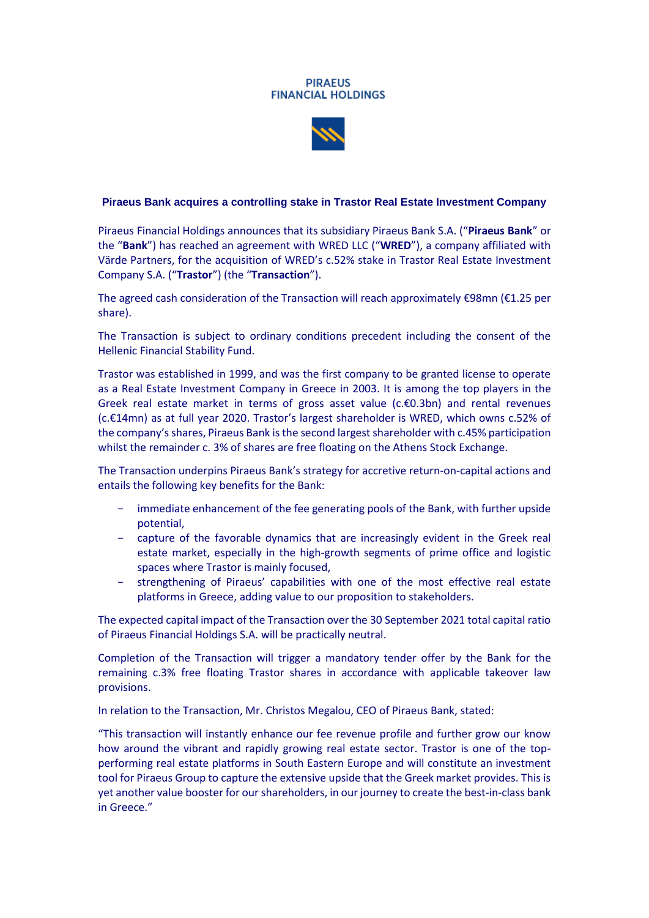PIRAEUS
FINANCIAL HOLDINGS

## Piraeus Bank acquires a controlling stake in Trastor Real Estate Investment Company

Piraeus Financial Holdings announces that its subsidiary Piraeus Bank S.A. ("**Piraeus Bank**" or the "**Bank**") has reached an agreement with WRED LLC ("**WRED**"), a company affiliated with Värde Partners, for the acquisition of WRED's c.52% stake in Trastor Real Estate Investment Company S.A. ("**Trastor**") (the "**Transaction**").

The agreed cash consideration of the Transaction will reach approximately €98mn (€1.25 per share).

The Transaction is subject to ordinary conditions precedent including the consent of the Hellenic Financial Stability Fund.

Trastor was established in 1999, and was the first company to be granted license to operate as a Real Estate Investment Company in Greece in 2003. It is among the top players in the Greek real estate market in terms of gross asset value (c.€0.3bn) and rental revenues (c.€14mn) as at full year 2020. Trastor's largest shareholder is WRED, which owns c.52% of the company's shares, Piraeus Bank is the second largest shareholder with c.45% participation whilst the remainder c. 3% of shares are free floating on the Athens Stock Exchange.

The Transaction underpins Piraeus Bank's strategy for accretive return-on-capital actions and entails the following key benefits for the Bank:

- immediate enhancement of the fee generating pools of the Bank, with further upside potential,
- capture of the favorable dynamics that are increasingly evident in the Greek real estate market, especially in the high-growth segments of prime office and logistic spaces where Trastor is mainly focused,
- strengthening of Piraeus' capabilities with one of the most effective real estate platforms in Greece, adding value to our proposition to stakeholders.

The expected capital impact of the Transaction over the 30 September 2021 total capital ratio of Piraeus Financial Holdings S.A. will be practically neutral.

Completion of the Transaction will trigger a mandatory tender offer by the Bank for the remaining c.3% free floating Trastor shares in accordance with applicable takeover law provisions.

In relation to the Transaction, Mr. Christos Megalou, CEO of Piraeus Bank, stated:

"This transaction will instantly enhance our fee revenue profile and further grow our know how around the vibrant and rapidly growing real estate sector. Trastor is one of the top-performing real estate platforms in South Eastern Europe and will constitute an investment tool for Piraeus Group to capture the extensive upside that the Greek market provides. This is yet another value booster for our shareholders, in our journey to create the best-in-class bank in Greece."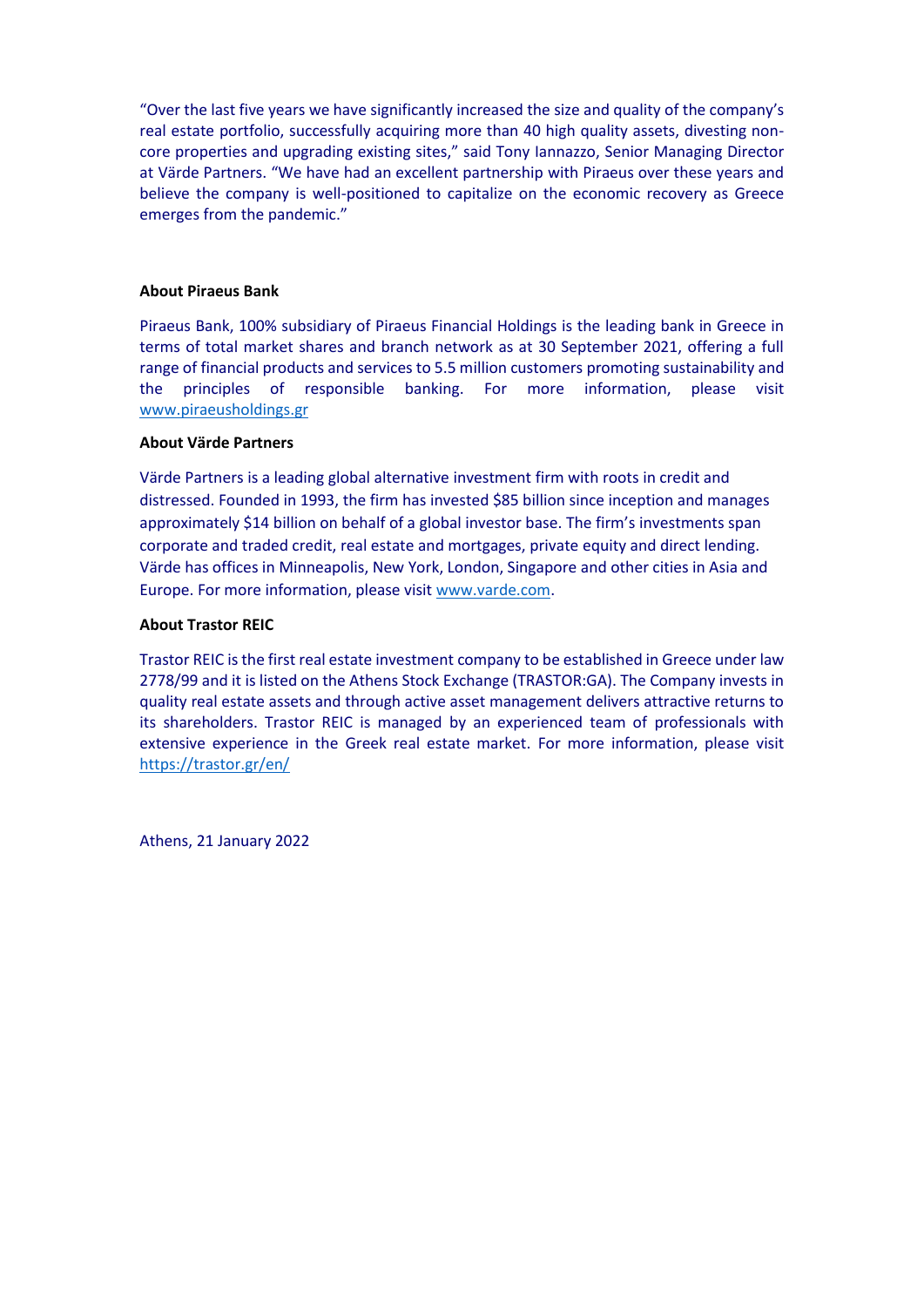"Over the last five years we have significantly increased the size and quality of the company's real estate portfolio, successfully acquiring more than 40 high quality assets, divesting non-core properties and upgrading existing sites," said Tony Iannazzo, Senior Managing Director at Värde Partners. "We have had an excellent partnership with Piraeus over these years and believe the company is well-positioned to capitalize on the economic recovery as Greece emerges from the pandemic."

**About Piraeus Bank**

Piraeus Bank, 100% subsidiary of Piraeus Financial Holdings is the leading bank in Greece in terms of total market shares and branch network as at 30 September 2021, offering a full range of financial products and services to 5.5 million customers promoting sustainability and the principles of responsible banking. For more information, please visit [www.piraeusholdings.gr](www.piraeusholdings.gr)

**About Värde Partners**

Värde Partners is a leading global alternative investment firm with roots in credit and distressed. Founded in 1993, the firm has invested $85 billion since inception and manages approximately $14 billion on behalf of a global investor base. The firm's investments span corporate and traded credit, real estate and mortgages, private equity and direct lending. Värde has offices in Minneapolis, New York, London, Singapore and other cities in Asia and Europe. For more information, please visit [www.varde.com](www.varde.com).

**About Trastor REIC**

Trastor REIC is the first real estate investment company to be established in Greece under law 2778/99 and it is listed on the Athens Stock Exchange (TRASTOR:GA). The Company invests in quality real estate assets and through active asset management delivers attractive returns to its shareholders. Trastor REIC is managed by an experienced team of professionals with extensive experience in the Greek real estate market. For more information, please visit [https://trastor.gr/en/](https://trastor.gr/en/)

Athens, 21 January 2022